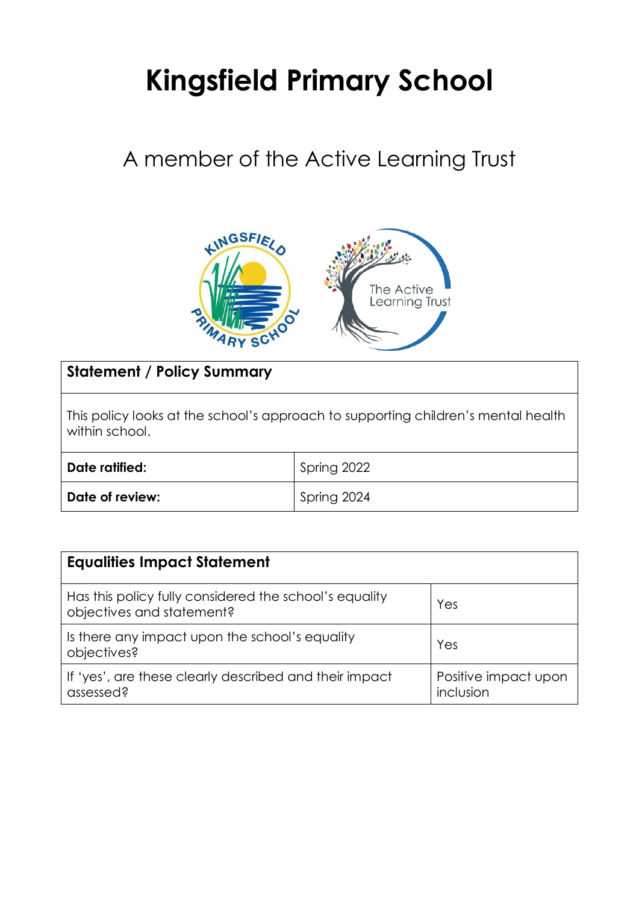# Kingsfield Primary School

## A member of the Active Learning Trust

| **Statement / Policy Summary** | |
|---|---|
| This policy looks at the school's approach to supporting children's mental health within school. | |
| **Date ratified:** | Spring 2022 |
| **Date of review:** | Spring 2024 |

| **Equalities Impact Statement** | |
|---|---|
| Has this policy fully considered the school's equality objectives and statement? | Yes |
| Is there any impact upon the school's equality objectives? | Yes |
| If 'yes', are these clearly described and their impact assessed? | Positive impact upon inclusion |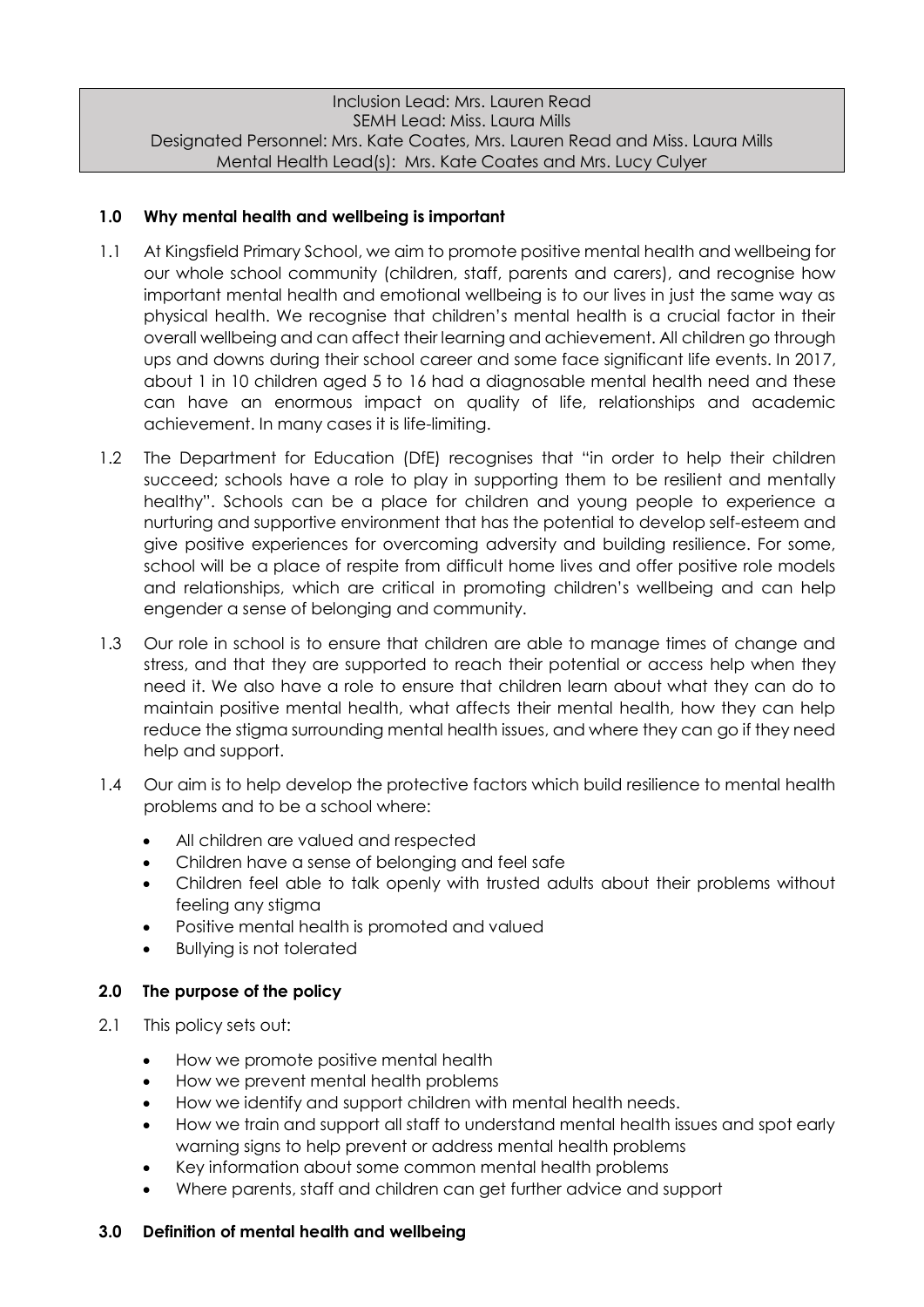Inclusion Lead: Mrs. Lauren Read
SEMH Lead: Miss. Laura Mills
Designated Personnel: Mrs. Kate Coates, Mrs. Lauren Read and Miss. Laura Mills
Mental Health Lead(s): Mrs. Kate Coates and Mrs. Lucy Culyer

## 1.0 Why mental health and wellbeing is important

1.1 At Kingsfield Primary School, we aim to promote positive mental health and wellbeing for our whole school community (children, staff, parents and carers), and recognise how important mental health and emotional wellbeing is to our lives in just the same way as physical health. We recognise that children's mental health is a crucial factor in their overall wellbeing and can affect their learning and achievement. All children go through ups and downs during their school career and some face significant life events. In 2017, about 1 in 10 children aged 5 to 16 had a diagnosable mental health need and these can have an enormous impact on quality of life, relationships and academic achievement. In many cases it is life-limiting.

1.2 The Department for Education (DfE) recognises that "in order to help their children succeed; schools have a role to play in supporting them to be resilient and mentally healthy". Schools can be a place for children and young people to experience a nurturing and supportive environment that has the potential to develop self-esteem and give positive experiences for overcoming adversity and building resilience. For some, school will be a place of respite from difficult home lives and offer positive role models and relationships, which are critical in promoting children's wellbeing and can help engender a sense of belonging and community.

1.3 Our role in school is to ensure that children are able to manage times of change and stress, and that they are supported to reach their potential or access help when they need it. We also have a role to ensure that children learn about what they can do to maintain positive mental health, what affects their mental health, how they can help reduce the stigma surrounding mental health issues, and where they can go if they need help and support.

1.4 Our aim is to help develop the protective factors which build resilience to mental health problems and to be a school where:

- All children are valued and respected
- Children have a sense of belonging and feel safe
- Children feel able to talk openly with trusted adults about their problems without feeling any stigma
- Positive mental health is promoted and valued
- Bullying is not tolerated

## 2.0 The purpose of the policy

2.1 This policy sets out:

- How we promote positive mental health
- How we prevent mental health problems
- How we identify and support children with mental health needs.
- How we train and support all staff to understand mental health issues and spot early warning signs to help prevent or address mental health problems
- Key information about some common mental health problems
- Where parents, staff and children can get further advice and support

## 3.0 Definition of mental health and wellbeing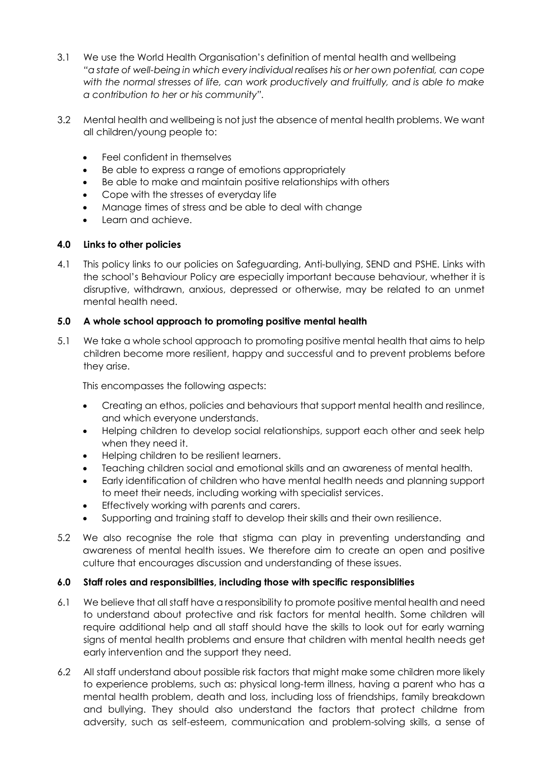3.1 We use the World Health Organisation's definition of mental health and wellbeing *"a state of well-being in which every individual realises his or her own potential, can cope with the normal stresses of life, can work productively and fruitfully, and is able to make a contribution to her or his community".*

3.2 Mental health and wellbeing is not just the absence of mental health problems. We want all children/young people to:

- Feel confident in themselves
- Be able to express a range of emotions appropriately
- Be able to make and maintain positive relationships with others
- Cope with the stresses of everyday life
- Manage times of stress and be able to deal with change
- Learn and achieve.

## 4.0 Links to other policies

4.1 This policy links to our policies on Safeguarding, Anti-bullying, SEND and PSHE. Links with the school's Behaviour Policy are especially important because behaviour, whether it is disruptive, withdrawn, anxious, depressed or otherwise, may be related to an unmet mental health need.

## 5.0 A whole school approach to promoting positive mental health

5.1 We take a whole school approach to promoting positive mental health that aims to help children become more resilient, happy and successful and to prevent problems before they arise.

This encompasses the following aspects:

- Creating an ethos, policies and behaviours that support mental health and resilince, and which everyone understands.
- Helping children to develop social relationships, support each other and seek help when they need it.
- Helping children to be resilient learners.
- Teaching children social and emotional skills and an awareness of mental health.
- Early identification of children who have mental health needs and planning support to meet their needs, including working with specialist services.
- Effectively working with parents and carers.
- Supporting and training staff to develop their skills and their own resilience.

5.2 We also recognise the role that stigma can play in preventing understanding and awareness of mental health issues. We therefore aim to create an open and positive culture that encourages discussion and understanding of these issues.

## 6.0 Staff roles and responsibilties, including those with specific responsiblities

6.1 We believe that all staff have a responsibility to promote positive mental health and need to understand about protective and risk factors for mental health. Some children will require additional help and all staff should have the skills to look out for early warning signs of mental health problems and ensure that children with mental health needs get early intervention and the support they need.

6.2 All staff understand about possible risk factors that might make some children more likely to experience problems, such as: physical long-term illness, having a parent who has a mental health problem, death and loss, including loss of friendships, family breakdown and bullying. They should also understand the factors that protect childrne from adversity, such as self-esteem, communication and problem-solving skills, a sense of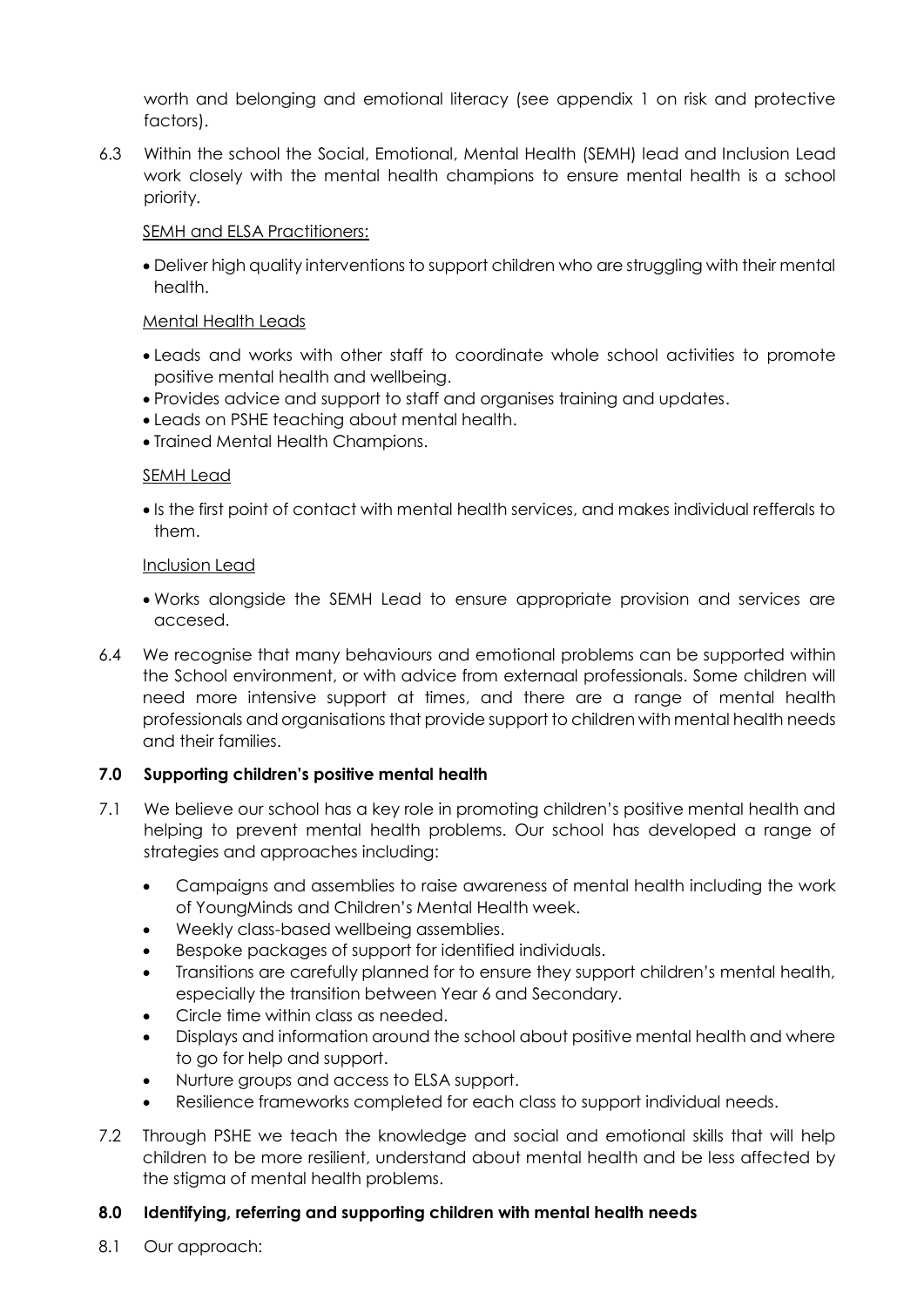worth and belonging and emotional literacy (see appendix 1 on risk and protective factors).

6.3 Within the school the Social, Emotional, Mental Health (SEMH) lead and Inclusion Lead work closely with the mental health champions to ensure mental health is a school priority.

<u>SEMH and ELSA Practitioners:</u>

- Deliver high quality interventions to support children who are struggling with their mental health.

<u>Mental Health Leads</u>

- Leads and works with other staff to coordinate whole school activities to promote positive mental health and wellbeing.
- Provides advice and support to staff and organises training and updates.
- Leads on PSHE teaching about mental health.
- Trained Mental Health Champions.

<u>SEMH Lead</u>

- Is the first point of contact with mental health services, and makes individual refferals to them.

<u>Inclusion Lead</u>

- Works alongside the SEMH Lead to ensure appropriate provision and services are accesed.

6.4 We recognise that many behaviours and emotional problems can be supported within the School environment, or with advice from externaal professionals. Some children will need more intensive support at times, and there are a range of mental health professionals and organisations that provide support to children with mental health needs and their families.

## 7.0 Supporting children's positive mental health

7.1 We believe our school has a key role in promoting children's positive mental health and helping to prevent mental health problems. Our school has developed a range of strategies and approaches including:

- Campaigns and assemblies to raise awareness of mental health including the work of YoungMinds and Children's Mental Health week.
- Weekly class-based wellbeing assemblies.
- Bespoke packages of support for identified individuals.
- Transitions are carefully planned for to ensure they support children's mental health, especially the transition between Year 6 and Secondary.
- Circle time within class as needed.
- Displays and information around the school about positive mental health and where to go for help and support.
- Nurture groups and access to ELSA support.
- Resilience frameworks completed for each class to support individual needs.

7.2 Through PSHE we teach the knowledge and social and emotional skills that will help children to be more resilient, understand about mental health and be less affected by the stigma of mental health problems.

## 8.0 Identifying, referring and supporting children with mental health needs

8.1 Our approach: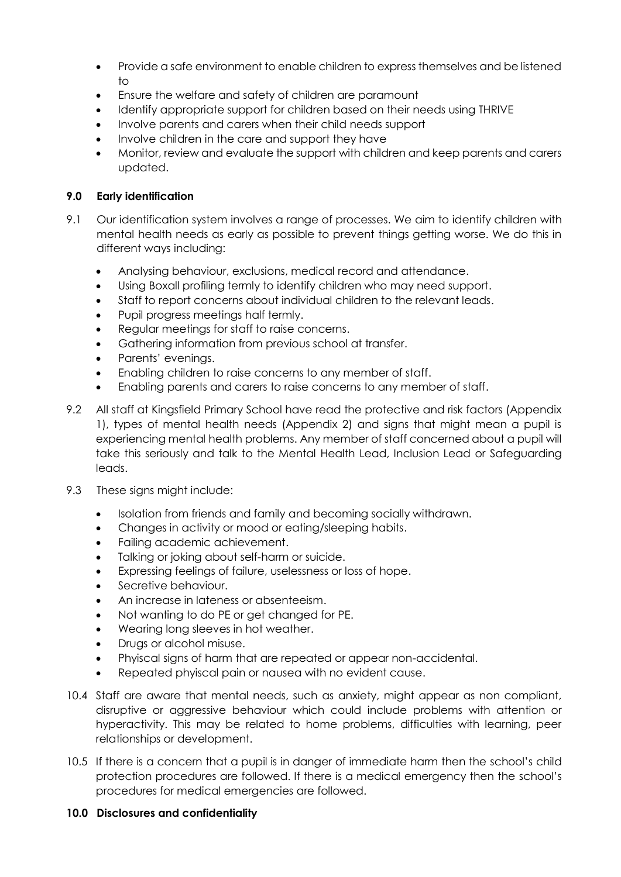- Provide a safe environment to enable children to express themselves and be listened to
- Ensure the welfare and safety of children are paramount
- Identify appropriate support for children based on their needs using THRIVE
- Involve parents and carers when their child needs support
- Involve children in the care and support they have
- Monitor, review and evaluate the support with children and keep parents and carers updated.

## 9.0 Early identification

9.1 Our identification system involves a range of processes. We aim to identify children with mental health needs as early as possible to prevent things getting worse. We do this in different ways including:

- Analysing behaviour, exclusions, medical record and attendance.
- Using Boxall profiling termly to identify children who may need support.
- Staff to report concerns about individual children to the relevant leads.
- Pupil progress meetings half termly.
- Regular meetings for staff to raise concerns.
- Gathering information from previous school at transfer.
- Parents' evenings.
- Enabling children to raise concerns to any member of staff.
- Enabling parents and carers to raise concerns to any member of staff.

9.2 All staff at Kingsfield Primary School have read the protective and risk factors (Appendix 1), types of mental health needs (Appendix 2) and signs that might mean a pupil is experiencing mental health problems. Any member of staff concerned about a pupil will take this seriously and talk to the Mental Health Lead, Inclusion Lead or Safeguarding leads.

9.3 These signs might include:

- Isolation from friends and family and becoming socially withdrawn.
- Changes in activity or mood or eating/sleeping habits.
- Failing academic achievement.
- Talking or joking about self-harm or suicide.
- Expressing feelings of failure, uselessness or loss of hope.
- Secretive behaviour.
- An increase in lateness or absenteeism.
- Not wanting to do PE or get changed for PE.
- Wearing long sleeves in hot weather.
- Drugs or alcohol misuse.
- Phyiscal signs of harm that are repeated or appear non-accidental.
- Repeated phyiscal pain or nausea with no evident cause.

10.4 Staff are aware that mental needs, such as anxiety, might appear as non compliant, disruptive or aggressive behaviour which could include problems with attention or hyperactivity. This may be related to home problems, difficulties with learning, peer relationships or development.

10.5 If there is a concern that a pupil is in danger of immediate harm then the school's child protection procedures are followed. If there is a medical emergency then the school's procedures for medical emergencies are followed.

## 10.0 Disclosures and confidentiality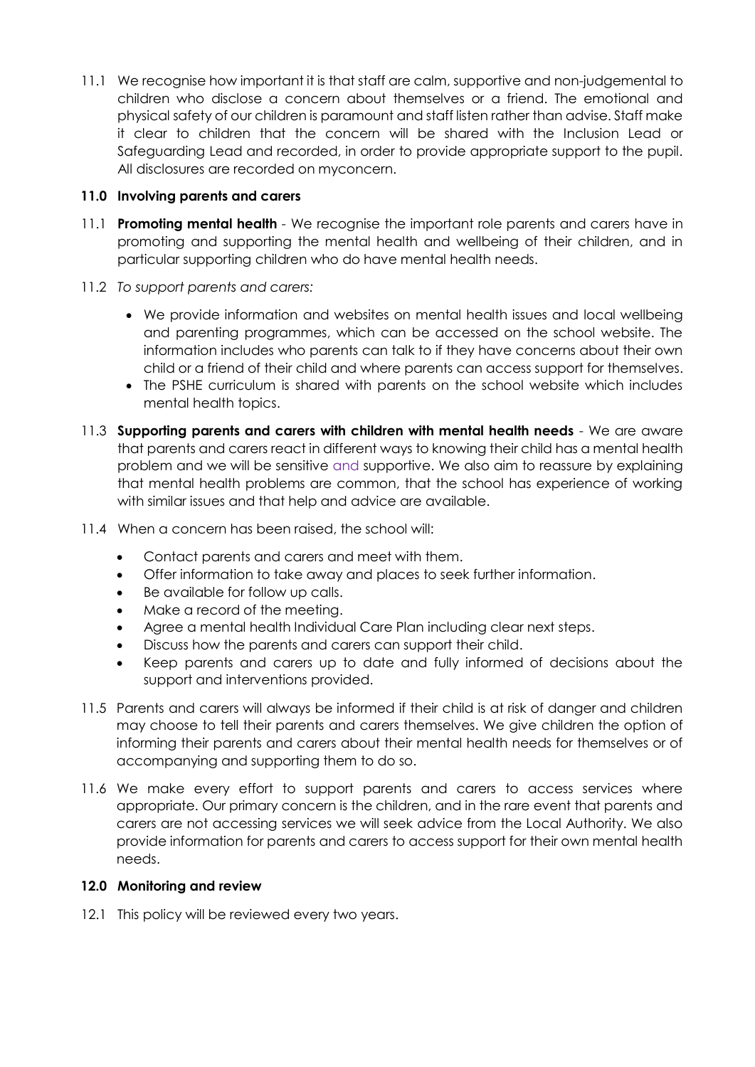11.1 We recognise how important it is that staff are calm, supportive and non-judgemental to children who disclose a concern about themselves or a friend. The emotional and physical safety of our children is paramount and staff listen rather than advise. Staff make it clear to children that the concern will be shared with the Inclusion Lead or Safeguarding Lead and recorded, in order to provide appropriate support to the pupil. All disclosures are recorded on myconcern.

## 11.0 Involving parents and carers

11.1 **Promoting mental health** - We recognise the important role parents and carers have in promoting and supporting the mental health and wellbeing of their children, and in particular supporting children who do have mental health needs.

11.2 *To support parents and carers:*

- We provide information and websites on mental health issues and local wellbeing and parenting programmes, which can be accessed on the school website. The information includes who parents can talk to if they have concerns about their own child or a friend of their child and where parents can access support for themselves.
- The PSHE curriculum is shared with parents on the school website which includes mental health topics.

11.3 **Supporting parents and carers with children with mental health needs** - We are aware that parents and carers react in different ways to knowing their child has a mental health problem and we will be sensitive and supportive. We also aim to reassure by explaining that mental health problems are common, that the school has experience of working with similar issues and that help and advice are available.

11.4 When a concern has been raised, the school will:

- Contact parents and carers and meet with them.
- Offer information to take away and places to seek further information.
- Be available for follow up calls.
- Make a record of the meeting.
- Agree a mental health Individual Care Plan including clear next steps.
- Discuss how the parents and carers can support their child.
- Keep parents and carers up to date and fully informed of decisions about the support and interventions provided.

11.5 Parents and carers will always be informed if their child is at risk of danger and children may choose to tell their parents and carers themselves. We give children the option of informing their parents and carers about their mental health needs for themselves or of accompanying and supporting them to do so.

11.6 We make every effort to support parents and carers to access services where appropriate. Our primary concern is the children, and in the rare event that parents and carers are not accessing services we will seek advice from the Local Authority. We also provide information for parents and carers to access support for their own mental health needs.

## 12.0 Monitoring and review

12.1 This policy will be reviewed every two years.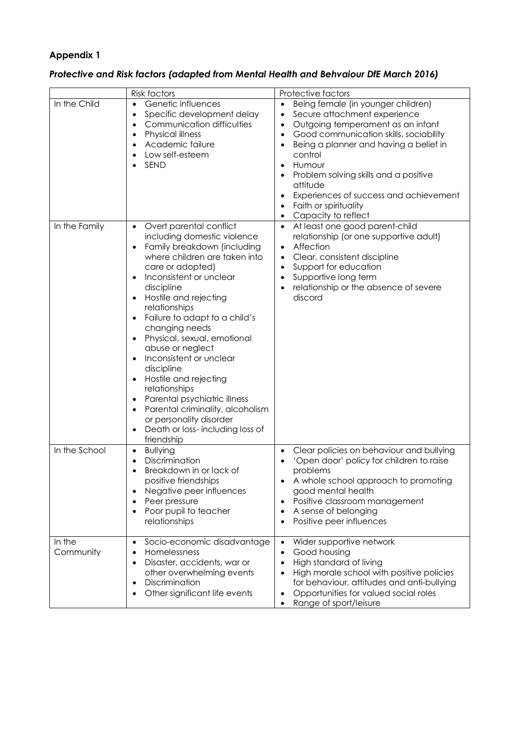## Appendix 1

### *Protective and Risk factors (adapted from Mental Health and Behvaiour DfE March 2016)*

| | Risk factors | Protective factors |
|---|---|---|
| In the Child | • Genetic influences<br>• Specific development delay<br>• Communication difficulties<br>• Physical illness<br>• Academic failure<br>• Low self-esteem<br>• SEND | • Being female (in younger children)<br>• Secure attachment experience<br>• Outgoing temperament as an infant<br>• Good communication skills, sociability<br>• Being a planner and having a belief in control<br>• Humour<br>• Problem solving skills and a positive attitude<br>• Experiences of success and achievement<br>• Faith or spirituality<br>• Capacity to reflect |
| In the Family | • Overt parental conflict including domestic violence<br>• Family breakdown (including where children are taken into care or adopted)<br>• Inconsistent or unclear discipline<br>• Hostile and rejecting relationships<br>• Failure to adapt to a child's changing needs<br>• Physical, sexual, emotional abuse or neglect<br>• Inconsistent or unclear discipline<br>• Hostile and rejecting relationships<br>• Parental psychiatric illness<br>• Parental criminality, alcoholism or personality disorder<br>• Death or loss- including loss of friendship | • At least one good parent-child relationship (or one supportive adult)<br>• Affection<br>• Clear, consistent discipline<br>• Support for education<br>• Supportive long term<br>• relationship or the absence of severe discord |
| In the School | • Bullying<br>• Discrimination<br>• Breakdown in or lack of positive friendships<br>• Negative peer influences<br>• Peer pressure<br>• Poor pupil to teacher relationships | • Clear policies on behaviour and bullying<br>• 'Open door' policy for children to raise problems<br>• A whole school approach to promoting good mental health<br>• Positive classroom management<br>• A sense of belonging<br>• Positive peer influences |
| In the Community | • Socio-economic disadvantage<br>• Homelessness<br>• Disaster, accidents, war or other overwhelming events<br>• Discrimination<br>• Other significant life events | • Wider supportive network<br>• Good housing<br>• High standard of living<br>• High morale school with positive policies for behaviour, attitudes and anti-bullying<br>• Opportunities for valued social roles<br>• Range of sport/leisure |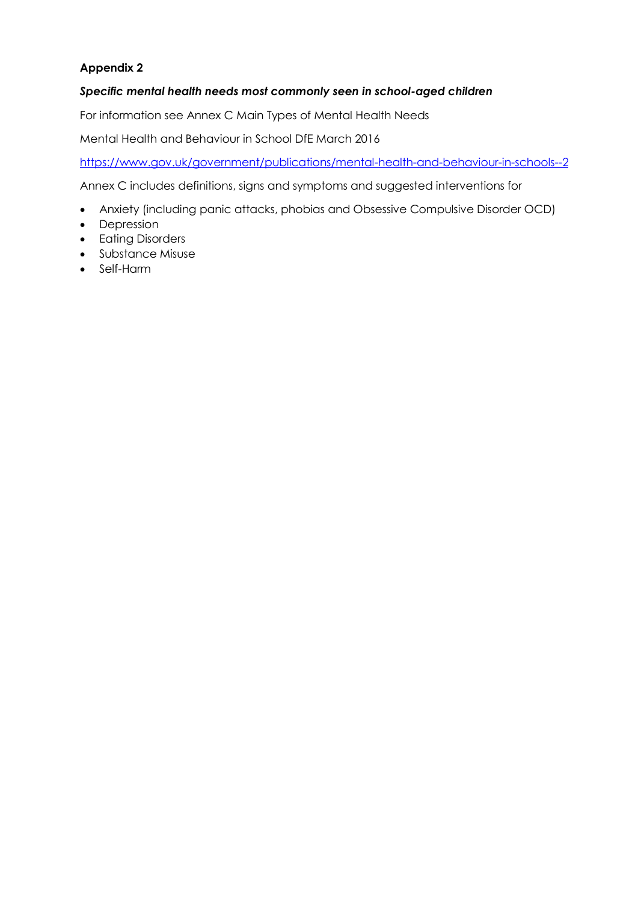**Appendix 2**

***Specific mental health needs most commonly seen in school-aged children***

For information see Annex C Main Types of Mental Health Needs

Mental Health and Behaviour in School DfE March 2016

[https://www.gov.uk/government/publications/mental-health-and-behaviour-in-schools--2](https://www.gov.uk/government/publications/mental-health-and-behaviour-in-schools--2)

Annex C includes definitions, signs and symptoms and suggested interventions for

- Anxiety (including panic attacks, phobias and Obsessive Compulsive Disorder OCD)
- Depression
- Eating Disorders
- Substance Misuse
- Self-Harm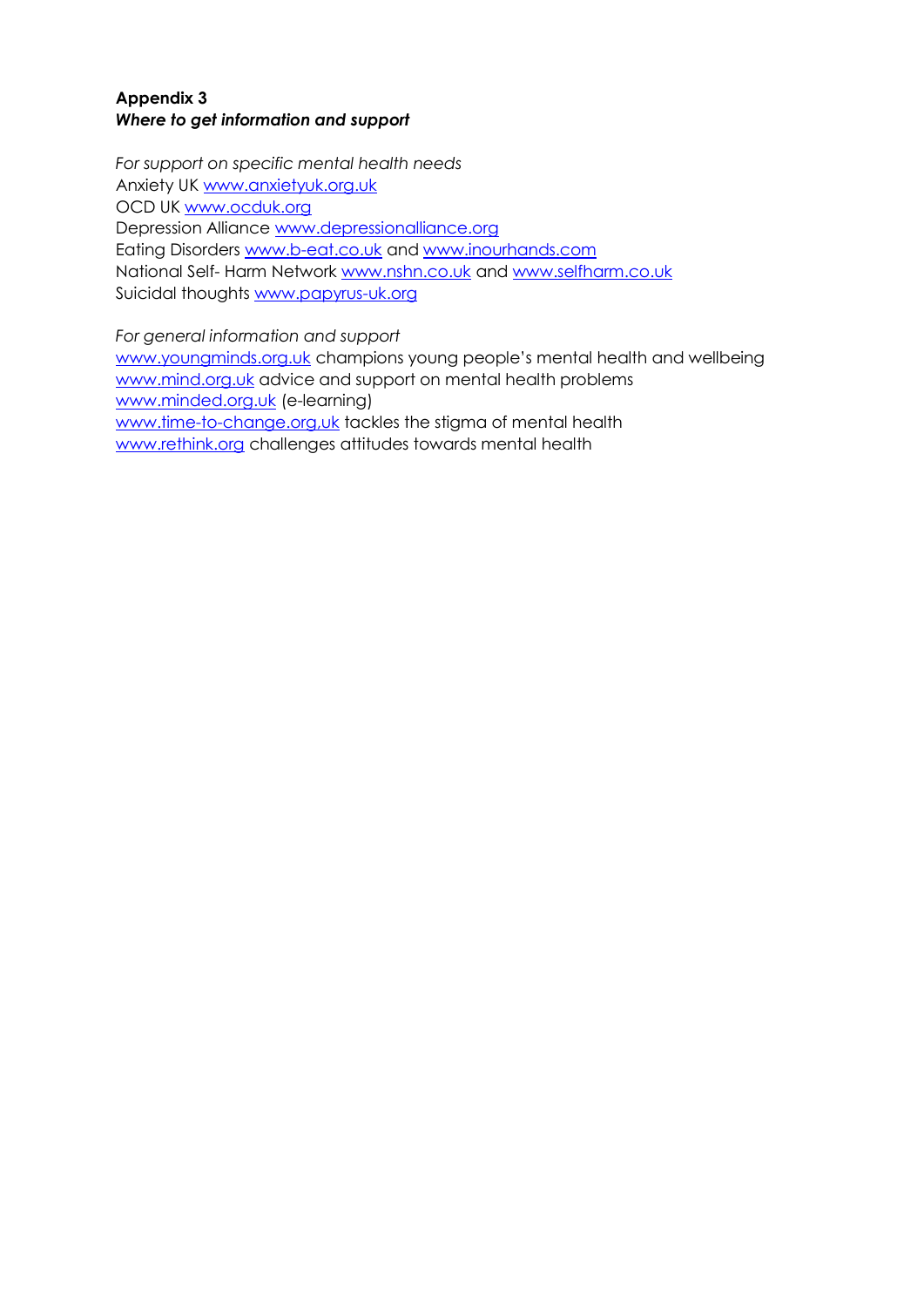**Appendix 3**
***Where to get information and support***

*For support on specific mental health needs*
Anxiety UK www.anxietyuk.org.uk
OCD UK www.ocduk.org
Depression Alliance www.depressionalliance.org
Eating Disorders www.b-eat.co.uk and www.inourhands.com
National Self- Harm Network www.nshn.co.uk and www.selfharm.co.uk
Suicidal thoughts www.papyrus-uk.org

*For general information and support*
www.youngminds.org.uk champions young people's mental health and wellbeing
www.mind.org.uk advice and support on mental health problems
www.minded.org.uk (e-learning)
www.time-to-change.org,uk tackles the stigma of mental health
www.rethink.org challenges attitudes towards mental health